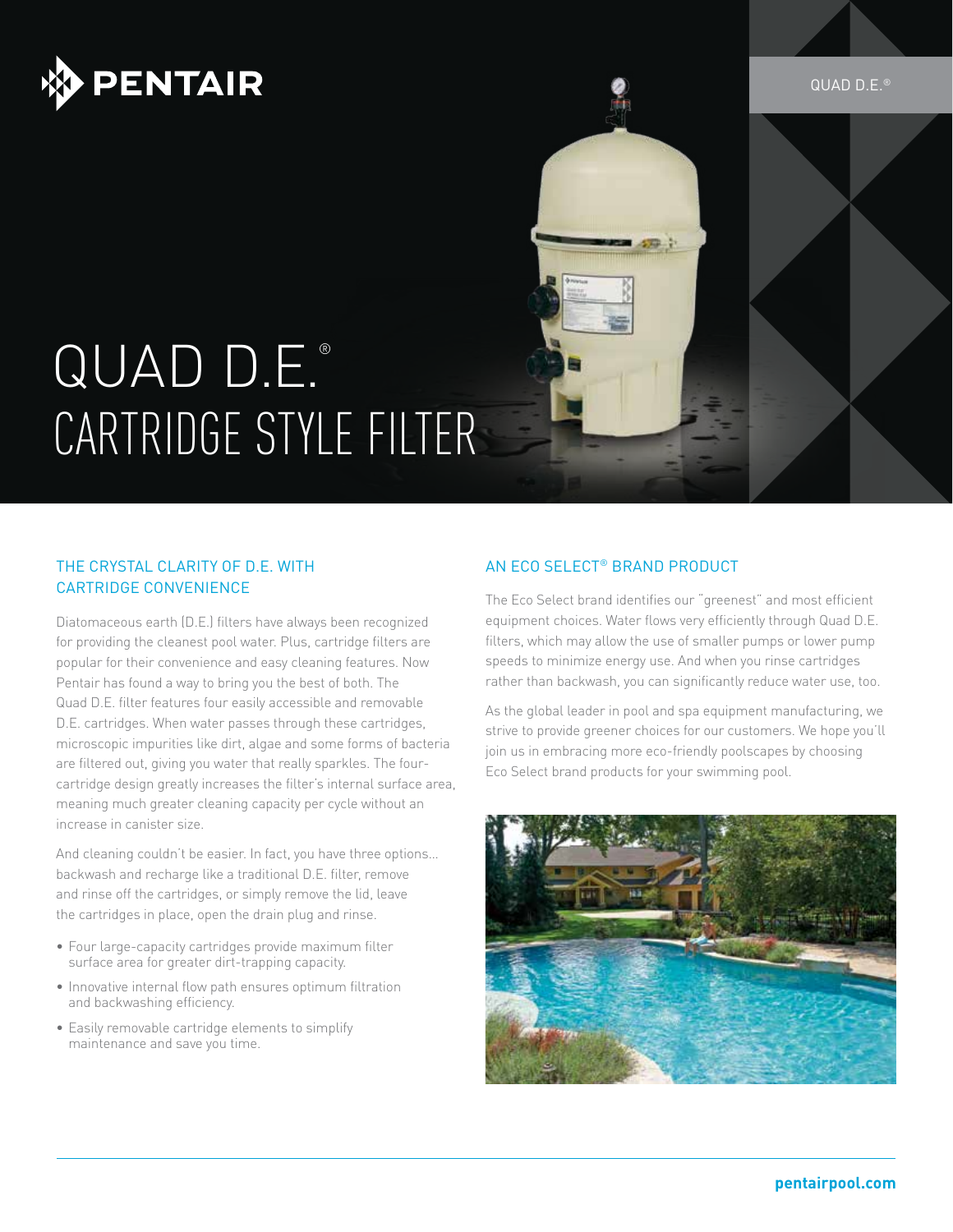PENTAIR

QUAD D.E.®

# QUAD D.E.®
# CARTRIDGE STYLE FILTER

## THE CRYSTAL CLARITY OF D.E. WITH CARTRIDGE CONVENIENCE

Diatomaceous earth (D.E.) filters have always been recognized for providing the cleanest pool water. Plus, cartridge filters are popular for their convenience and easy cleaning features. Now Pentair has found a way to bring you the best of both. The Quad D.E. filter features four easily accessible and removable D.E. cartridges. When water passes through these cartridges, microscopic impurities like dirt, algae and some forms of bacteria are filtered out, giving you water that really sparkles. The four-cartridge design greatly increases the filter's internal surface area, meaning much greater cleaning capacity per cycle without an increase in canister size.

And cleaning couldn't be easier. In fact, you have three options... backwash and recharge like a traditional D.E. filter, remove and rinse off the cartridges, or simply remove the lid, leave the cartridges in place, open the drain plug and rinse.

- Four large-capacity cartridges provide maximum filter surface area for greater dirt-trapping capacity.
- Innovative internal flow path ensures optimum filtration and backwashing efficiency.
- Easily removable cartridge elements to simplify maintenance and save you time.

## AN ECO SELECT® BRAND PRODUCT

The Eco Select brand identifies our "greenest" and most efficient equipment choices. Water flows very efficiently through Quad D.E. filters, which may allow the use of smaller pumps or lower pump speeds to minimize energy use. And when you rinse cartridges rather than backwash, you can significantly reduce water use, too.

As the global leader in pool and spa equipment manufacturing, we strive to provide greener choices for our customers. We hope you'll join us in embracing more eco-friendly poolscapes by choosing Eco Select brand products for your swimming pool.

**pentairpool.com**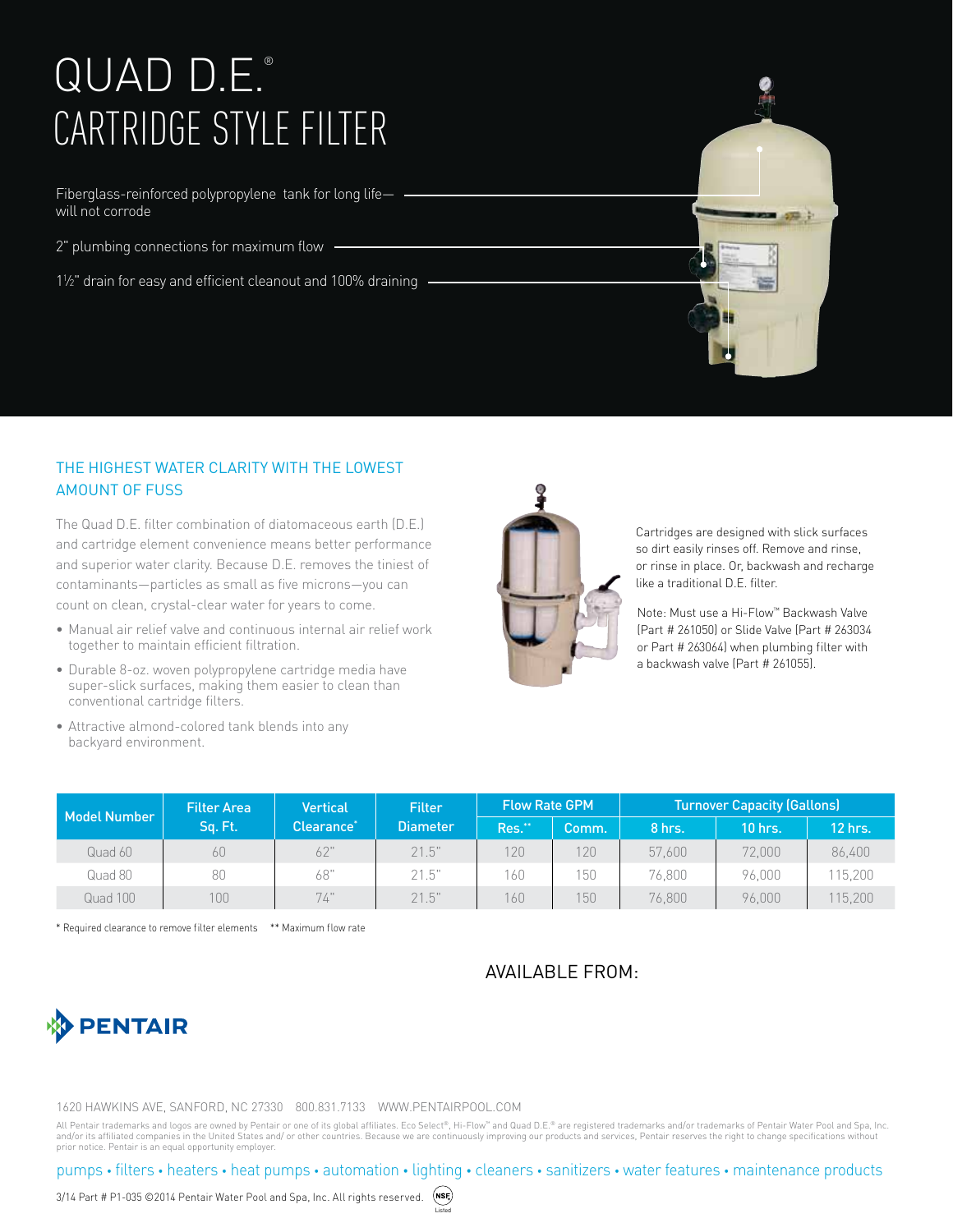# QUAD D.E.®
# CARTRIDGE STYLE FILTER

Fiberglass-reinforced polypropylene tank for long life—will not corrode

2" plumbing connections for maximum flow

1½" drain for easy and efficient cleanout and 100% draining

## THE HIGHEST WATER CLARITY WITH THE LOWEST AMOUNT OF FUSS

The Quad D.E. filter combination of diatomaceous earth (D.E.) and cartridge element convenience means better performance and superior water clarity. Because D.E. removes the tiniest of contaminants—particles as small as five microns—you can count on clean, crystal-clear water for years to come.

- Manual air relief valve and continuous internal air relief work together to maintain efficient filtration.
- Durable 8-oz. woven polypropylene cartridge media have super-slick surfaces, making them easier to clean than conventional cartridge filters.
- Attractive almond-colored tank blends into any backyard environment.

Cartridges are designed with slick surfaces so dirt easily rinses off. Remove and rinse, or rinse in place. Or, backwash and recharge like a traditional D.E. filter.

Note: Must use a Hi-Flow™ Backwash Valve (Part # 261050) or Slide Valve (Part # 263034 or Part # 263064) when plumbing filter with a backwash valve (Part # 261055).

| Model Number | Filter Area Sq. Ft. | Vertical Clearance* | Filter Diameter | Flow Rate GPM | | Turnover Capacity (Gallons) | | |
|---|---|---|---|---|---|---|---|---|
| | | | | Res.** | Comm. | 8 hrs. | 10 hrs. | 12 hrs. |
| Quad 60 | 60 | 62" | 21.5" | 120 | 120 | 57,600 | 72,000 | 86,400 |
| Quad 80 | 80 | 68" | 21.5" | 160 | 150 | 76,800 | 96,000 | 115,200 |
| Quad 100 | 100 | 74" | 21.5" | 160 | 150 | 76,800 | 96,000 | 115,200 |

\* Required clearance to remove filter elements ** Maximum flow rate

AVAILABLE FROM:

PENTAIR

1620 HAWKINS AVE, SANFORD, NC 27330 800.831.7133 WWW.PENTAIRPOOL.COM

All Pentair trademarks and logos are owned by Pentair or one of its global affiliates. Eco Select®, Hi-Flow™ and Quad D.E.® are registered trademarks and/or trademarks of Pentair Water Pool and Spa, Inc. and/or its affiliated companies in the United States and/ or other countries. Because we are continuously improving our products and services, Pentair reserves the right to change specifications without prior notice. Pentair is an equal opportunity employer.

pumps • filters • heaters • heat pumps • automation • lighting • cleaners • sanitizers • water features • maintenance products

3/14 Part # P1-035 ©2014 Pentair Water Pool and Spa, Inc. All rights reserved. NSF Listed